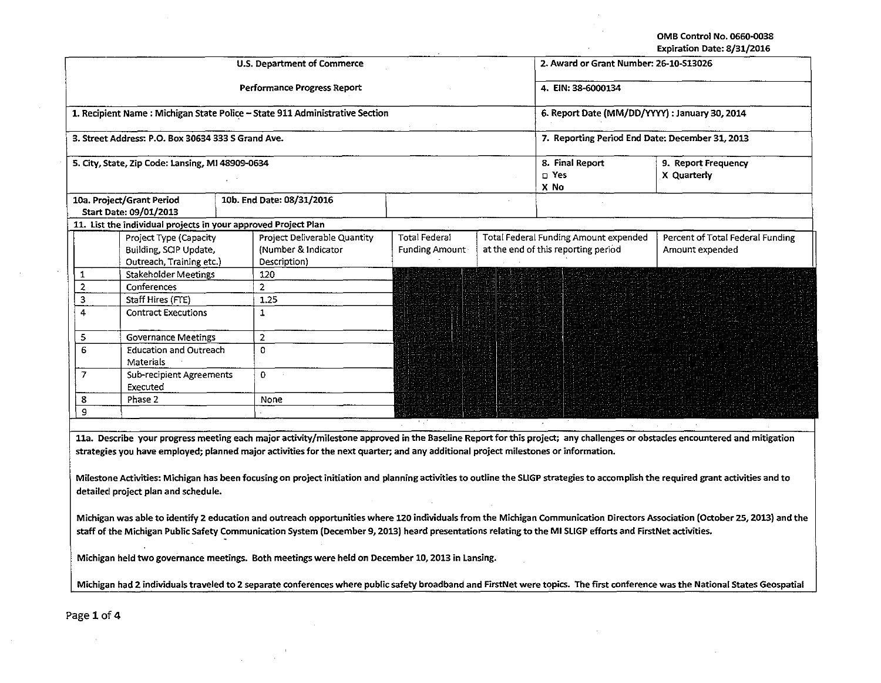OMB Control No. 0660-0038
Expiration Date: 8/31/2016

| U.S. Department of Commerce | 2. Award or Grant Number: 26-10-S13026 |
|---|---|
| Performance Progress Report | 4. EIN: 38-6000134 |
| 1. Recipient Name : Michigan State Police – State 911 Administrative Section | 6. Report Date (MM/DD/YYYY) : January 30, 2014 |
| 3. Street Address: P.O. Box 30634 333 S Grand Ave. | 7. Reporting Period End Date: December 31, 2013 |
| 5. City, State, Zip Code: Lansing, MI 48909-0634 | 8. Final Report ☐ Yes X No / 9. Report Frequency X Quarterly |
| 10a. Project/Grant Period Start Date: 09/01/2013 / 10b. End Date: 08/31/2016 | |

11. List the individual projects in your approved Project Plan

| | Project Type (Capacity Building, SCIP Update, Outreach, Training etc.) | Project Deliverable Quantity (Number & Indicator Description) | Total Federal Funding Amount | Total Federal Funding Amount expended at the end of this reporting period | Percent of Total Federal Funding Amount expended |
|---|---|---|---|---|---|
| 1 | Stakeholder Meetings | 120 | | | |
| 2 | Conferences | 2 | | | |
| 3 | Staff Hires (FTE) | 1.25 | | | |
| 4 | Contract Executions | 1 | | | |
| 5 | Governance Meetings | 2 | | | |
| 6 | Education and Outreach Materials | 0 | | | |
| 7 | Sub-recipient Agreements Executed | 0 | | | |
| 8 | Phase 2 | None | | | |
| 9 | | | | | |

11a. Describe your progress meeting each major activity/milestone approved in the Baseline Report for this project; any challenges or obstacles encountered and mitigation strategies you have employed; planned major activities for the next quarter; and any additional project milestones or information.

Milestone Activities: Michigan has been focusing on project initiation and planning activities to outline the SLIGP strategies to accomplish the required grant activities and to detailed project plan and schedule.

Michigan was able to identify 2 education and outreach opportunities where 120 individuals from the Michigan Communication Directors Association (October 25, 2013) and the staff of the Michigan Public Safety Communication System (December 9, 2013) heard presentations relating to the MI SLIGP efforts and FirstNet activities.

Michigan held two governance meetings. Both meetings were held on December 10, 2013 in Lansing.

Michigan had 2 individuals traveled to 2 separate conferences where public safety broadband and FirstNet were topics. The first conference was the National States Geospatial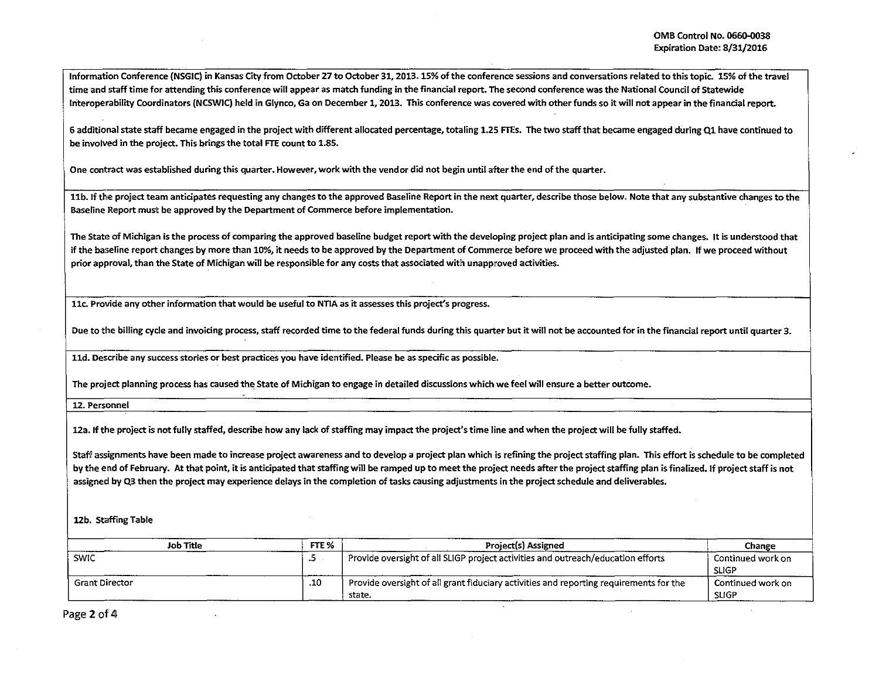Information Conference (NSGIC) in Kansas City from October 27 to October 31, 2013. 15% of the conference sessions and conversations related to this topic. 15% of the travel time and staff time for attending this conference will appear as match funding in the financial report. The second conference was the National Council of Statewide Interoperability Coordinators (NCSWIC) held in Glynco, Ga on December 1, 2013. This conference was covered with other funds so it will not appear in the financial report.

6 additional state staff became engaged in the project with different allocated percentage, totaling 1.25 FTEs. The two staff that became engaged during Q1 have continued to be involved in the project. This brings the total FTE count to 1.85.

One contract was established during this quarter. However, work with the vendor did not begin until after the end of the quarter.

**11b. If the project team anticipates requesting any changes to the approved Baseline Report in the next quarter, describe those below. Note that any substantive changes to the Baseline Report must be approved by the Department of Commerce before implementation.**

The State of Michigan is the process of comparing the approved baseline budget report with the developing project plan and is anticipating some changes. It is understood that if the baseline report changes by more than 10%, it needs to be approved by the Department of Commerce before we proceed with the adjusted plan. If we proceed without prior approval, than the State of Michigan will be responsible for any costs that associated with unapproved activities.

**11c. Provide any other information that would be useful to NTIA as it assesses this project's progress.**

Due to the billing cycle and invoicing process, staff recorded time to the federal funds during this quarter but it will not be accounted for in the financial report until quarter 3.

**11d. Describe any success stories or best practices you have identified. Please be as specific as possible.**

The project planning process has caused the State of Michigan to engage in detailed discussions which we feel will ensure a better outcome.

**12. Personnel**

**12a. If the project is not fully staffed, describe how any lack of staffing may impact the project's time line and when the project will be fully staffed.**

Staff assignments have been made to increase project awareness and to develop a project plan which is refining the project staffing plan. This effort is schedule to be completed by the end of February. At that point, it is anticipated that staffing will be ramped up to meet the project needs after the project staffing plan is finalized. If project staff is not assigned by Q3 then the project may experience delays in the completion of tasks causing adjustments in the project schedule and deliverables.

**12b. Staffing Table**

| Job Title | FTE % | Project(s) Assigned | Change |
|---|---|---|---|
| SWIC | .5 | Provide oversight of all SLIGP project activities and outreach/education efforts | Continued work on SLIGP |
| Grant Director | .10 | Provide oversight of all grant fiduciary activities and reporting requirements for the state. | Continued work on SLIGP |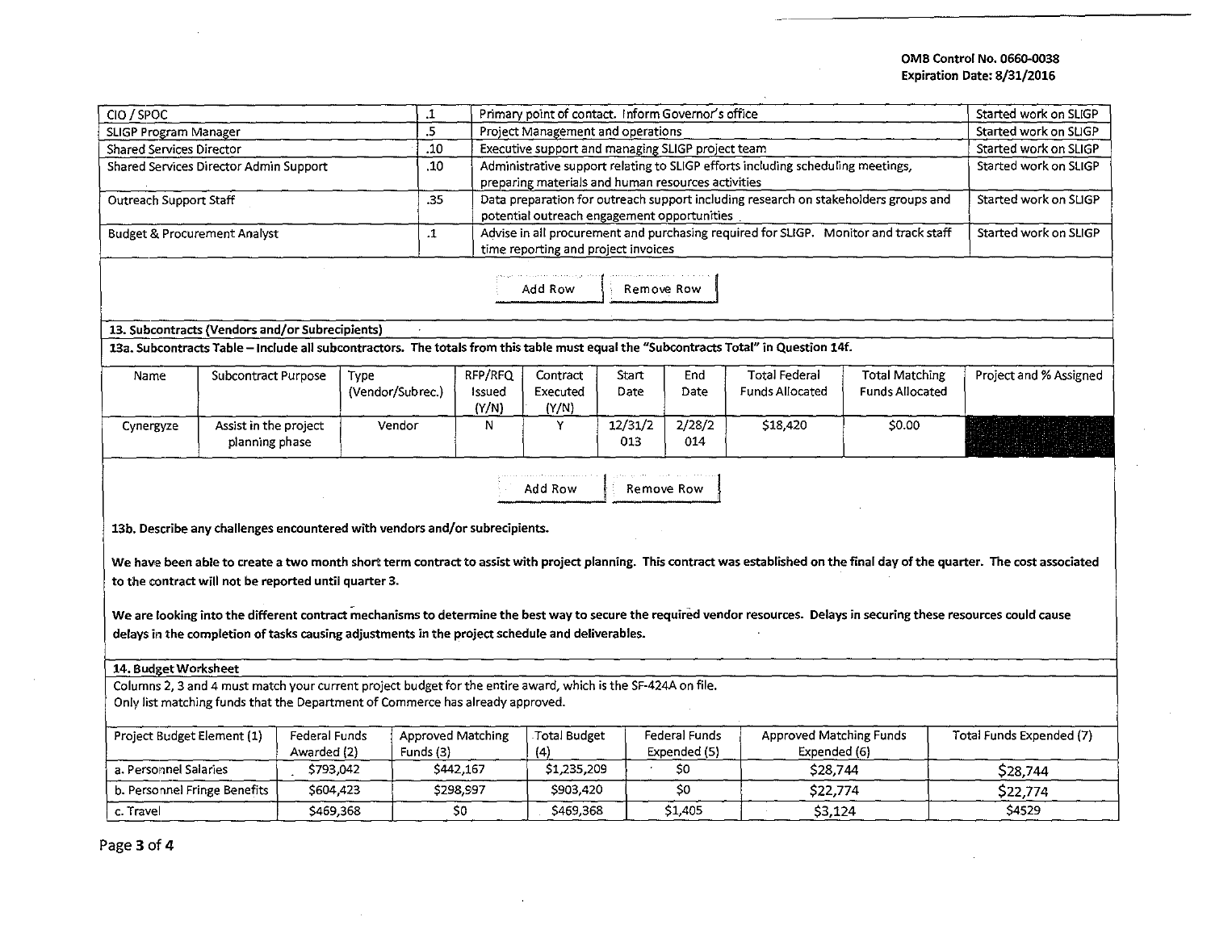| CIO / SPOC | .1 | Primary point of contact. Inform Governor's office | Started work on SLIGP |
|---|---|---|---|
| SLIGP Program Manager | .5 | Project Management and operations | Started work on SLIGP |
| Shared Services Director | .10 | Executive support and managing SLIGP project team | Started work on SLIGP |
| Shared Services Director Admin Support | .10 | Administrative support relating to SLIGP efforts including scheduling meetings, preparing materials and human resources activities | Started work on SLIGP |
| Outreach Support Staff | .35 | Data preparation for outreach support including research on stakeholders groups and potential outreach engagement opportunities | Started work on SLIGP |
| Budget & Procurement Analyst | .1 | Advise in all procurement and purchasing required for SLIGP. Monitor and track staff time reporting and project invoices | Started work on SLIGP |

Add Row | Remove Row

**13. Subcontracts (Vendors and/or Subrecipients)**

**13a. Subcontracts Table – Include all subcontractors. The totals from this table must equal the "Subcontracts Total" in Question 14f.**

| Name | Subcontract Purpose | Type (Vendor/Subrec.) | RFP/RFQ Issued (Y/N) | Contract Executed (Y/N) | Start Date | End Date | Total Federal Funds Allocated | Total Matching Funds Allocated | Project and % Assigned |
|---|---|---|---|---|---|---|---|---|---|
| Cynergyze | Assist in the project planning phase | Vendor | N | Y | 12/31/2013 | 2/28/2014 | $18,420 | $0.00 | |

Add Row | Remove Row

**13b. Describe any challenges encountered with vendors and/or subrecipients.**

**We have been able to create a two month short term contract to assist with project planning. This contract was established on the final day of the quarter. The cost associated to the contract will not be reported until quarter 3.**

**We are looking into the different contract mechanisms to determine the best way to secure the required vendor resources. Delays in securing these resources could cause delays in the completion of tasks causing adjustments in the project schedule and deliverables.**

**14. Budget Worksheet**

Columns 2, 3 and 4 must match your current project budget for the entire award, which is the SF-424A on file.
Only list matching funds that the Department of Commerce has already approved.

| Project Budget Element (1) | Federal Funds Awarded (2) | Approved Matching Funds (3) | Total Budget (4) | Federal Funds Expended (5) | Approved Matching Funds Expended (6) | Total Funds Expended (7) |
|---|---|---|---|---|---|---|
| a. Personnel Salaries | $793,042 | $442,167 | $1,235,209 | $0 | $28,744 | $28,744 |
| b. Personnel Fringe Benefits | $604,423 | $298,997 | $903,420 | $0 | $22,774 | $22,774 |
| c. Travel | $469,368 | $0 | $469,368 | $1,405 | $3,124 | $4529 |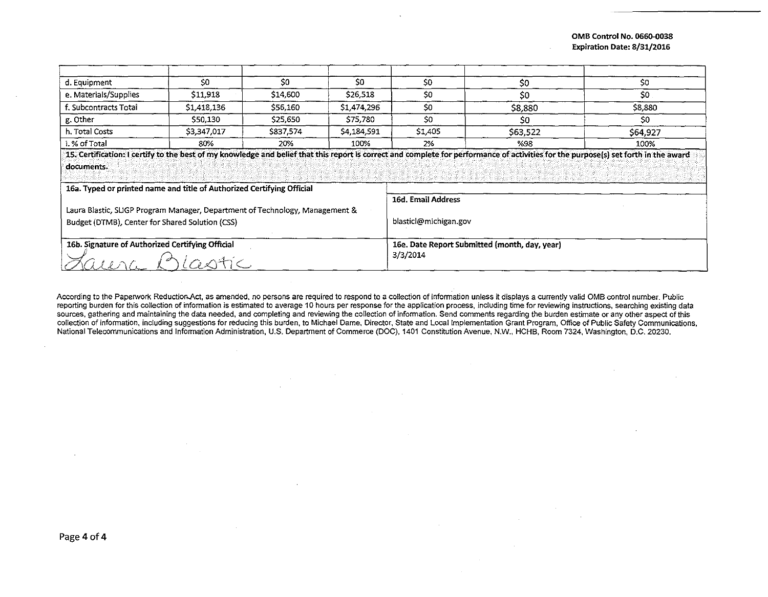| | | | | | | |
|---|---|---|---|---|---|---|
| d. Equipment | $0 | $0 | $0 | $0 | $0 | $0 |
| e. Materials/Supplies | $11,918 | $14,600 | $26,518 | $0 | $0 | $0 |
| f. Subcontracts Total | $1,418,136 | $56,160 | $1,474,296 | $0 | $8,880 | $8,880 |
| g. Other | $50,130 | $25,650 | $75,780 | $0 | $0 | $0 |
| h. Total Costs | $3,347,017 | $837,574 | $4,184,591 | $1,405 | $63,522 | $64,927 |
| i. % of Total | 80% | 20% | 100% | 2% | %98 | 100% |

**15. Certification: I certify to the best of my knowledge and belief that this report is correct and complete for performance of activities for the purpose(s) set forth in the award documents.**

| | |
|---|---|
| **16a. Typed or printed name and title of Authorized Certifying Official**<br><br>Laura Blastic, SLIGP Program Manager, Department of Technology, Management & Budget (DTMB), Center for Shared Solution (CSS) | **16d. Email Address**<br><br>blasticl@michigan.gov |
| **16b. Signature of Authorized Certifying Official**<br><br>Laura Blastic | **16e. Date Report Submitted (month, day, year)**<br>3/3/2014 |

According to the Paperwork Reduction Act, as amended, no persons are required to respond to a collection of information unless it displays a currently valid OMB control number. Public reporting burden for this collection of information is estimated to average 10 hours per response for the application process, including time for reviewing instructions, searching existing data sources, gathering and maintaining the data needed, and completing and reviewing the collection of information. Send comments regarding the burden estimate or any other aspect of this collection of information, including suggestions for reducing this burden, to Michael Dame, Director, State and Local Implementation Grant Program, Office of Public Safety Communications, National Telecommunications and Information Administration, U.S. Department of Commerce (DOC), 1401 Constitution Avenue, N.W., HCHB, Room 7324, Washington, D.C. 20230.